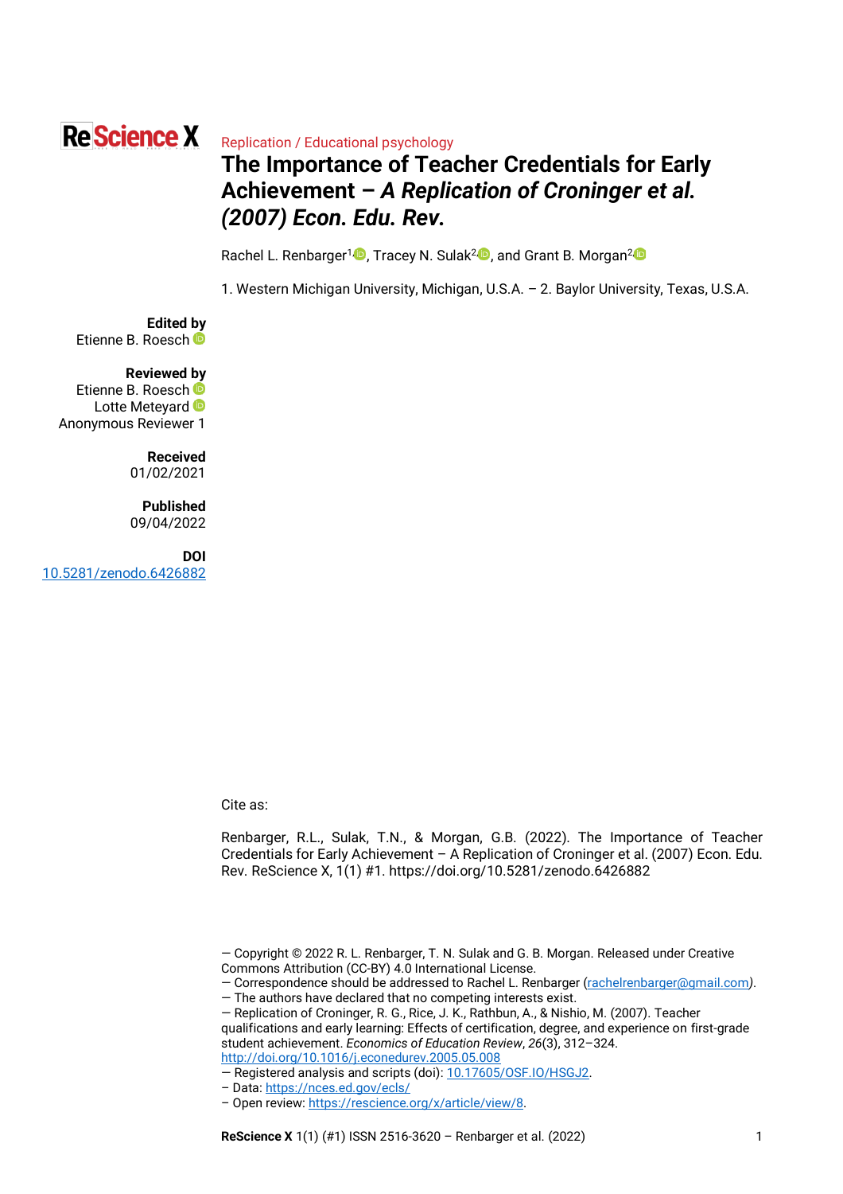ReScience X

Replication / Educational psychology

# The Importance of Teacher Credentials for Early Achievement – *A Replication of Croninger et al. (2007) Econ. Edu. Rev.*

Rachel L. Renbarger[1], Tracey N. Sulak[2], and Grant B. Morgan[2]

1. Western Michigan University, Michigan, U.S.A. – 2. Baylor University, Texas, U.S.A.

**Edited by**
Etienne B. Roesch

**Reviewed by**
Etienne B. Roesch
Lotte Meteyard
Anonymous Reviewer 1

**Received**
01/02/2021

**Published**
09/04/2022

**DOI**
10.5281/zenodo.6426882

Cite as:

Renbarger, R.L., Sulak, T.N., & Morgan, G.B. (2022). The Importance of Teacher Credentials for Early Achievement – A Replication of Croninger et al. (2007) Econ. Edu. Rev. ReScience X, 1(1) #1. https://doi.org/10.5281/zenodo.6426882

— Copyright © 2022 R. L. Renbarger, T. N. Sulak and G. B. Morgan. Released under Creative Commons Attribution (CC-BY) 4.0 International License.
— Correspondence should be addressed to Rachel L. Renbarger (rachelrenbarger@gmail.com).
— The authors have declared that no competing interests exist.
— Replication of Croninger, R. G., Rice, J. K., Rathbun, A., & Nishio, M. (2007). Teacher qualifications and early learning: Effects of certification, degree, and experience on first-grade student achievement. *Economics of Education Review*, *26*(3), 312–324. http://doi.org/10.1016/j.econedurev.2005.05.008
— Registered analysis and scripts (doi): 10.17605/OSF.IO/HSGJ2.
– Data: https://nces.ed.gov/ecls/
– Open review: https://rescience.org/x/article/view/8.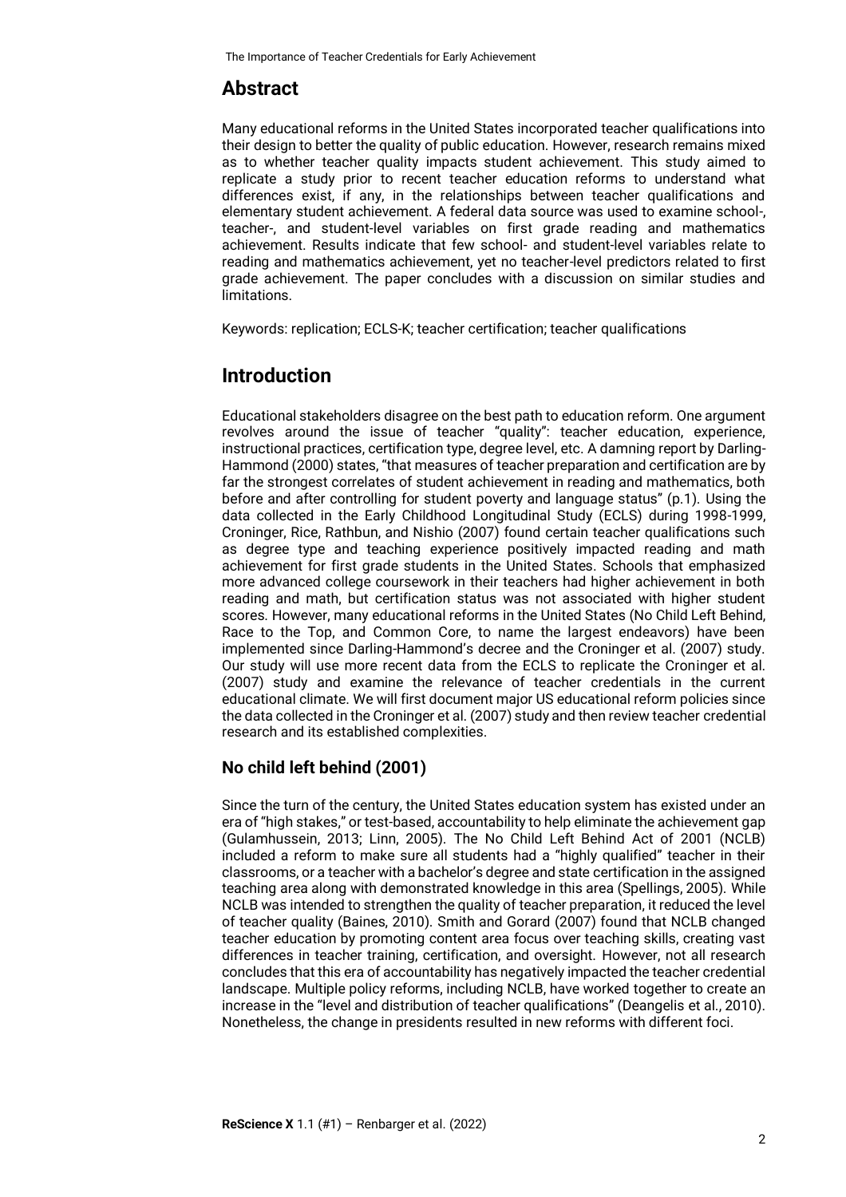## Abstract

Many educational reforms in the United States incorporated teacher qualifications into their design to better the quality of public education. However, research remains mixed as to whether teacher quality impacts student achievement. This study aimed to replicate a study prior to recent teacher education reforms to understand what differences exist, if any, in the relationships between teacher qualifications and elementary student achievement. A federal data source was used to examine school-, teacher-, and student-level variables on first grade reading and mathematics achievement. Results indicate that few school- and student-level variables relate to reading and mathematics achievement, yet no teacher-level predictors related to first grade achievement. The paper concludes with a discussion on similar studies and limitations.

Keywords: replication; ECLS-K; teacher certification; teacher qualifications

## Introduction

Educational stakeholders disagree on the best path to education reform. One argument revolves around the issue of teacher "quality": teacher education, experience, instructional practices, certification type, degree level, etc. A damning report by Darling-Hammond (2000) states, "that measures of teacher preparation and certification are by far the strongest correlates of student achievement in reading and mathematics, both before and after controlling for student poverty and language status" (p.1). Using the data collected in the Early Childhood Longitudinal Study (ECLS) during 1998-1999, Croninger, Rice, Rathbun, and Nishio (2007) found certain teacher qualifications such as degree type and teaching experience positively impacted reading and math achievement for first grade students in the United States. Schools that emphasized more advanced college coursework in their teachers had higher achievement in both reading and math, but certification status was not associated with higher student scores. However, many educational reforms in the United States (No Child Left Behind, Race to the Top, and Common Core, to name the largest endeavors) have been implemented since Darling-Hammond's decree and the Croninger et al. (2007) study. Our study will use more recent data from the ECLS to replicate the Croninger et al. (2007) study and examine the relevance of teacher credentials in the current educational climate. We will first document major US educational reform policies since the data collected in the Croninger et al. (2007) study and then review teacher credential research and its established complexities.

### No child left behind (2001)

Since the turn of the century, the United States education system has existed under an era of "high stakes," or test-based, accountability to help eliminate the achievement gap (Gulamhussein, 2013; Linn, 2005). The No Child Left Behind Act of 2001 (NCLB) included a reform to make sure all students had a "highly qualified" teacher in their classrooms, or a teacher with a bachelor's degree and state certification in the assigned teaching area along with demonstrated knowledge in this area (Spellings, 2005). While NCLB was intended to strengthen the quality of teacher preparation, it reduced the level of teacher quality (Baines, 2010). Smith and Gorard (2007) found that NCLB changed teacher education by promoting content area focus over teaching skills, creating vast differences in teacher training, certification, and oversight. However, not all research concludes that this era of accountability has negatively impacted the teacher credential landscape. Multiple policy reforms, including NCLB, have worked together to create an increase in the "level and distribution of teacher qualifications" (Deangelis et al., 2010). Nonetheless, the change in presidents resulted in new reforms with different foci.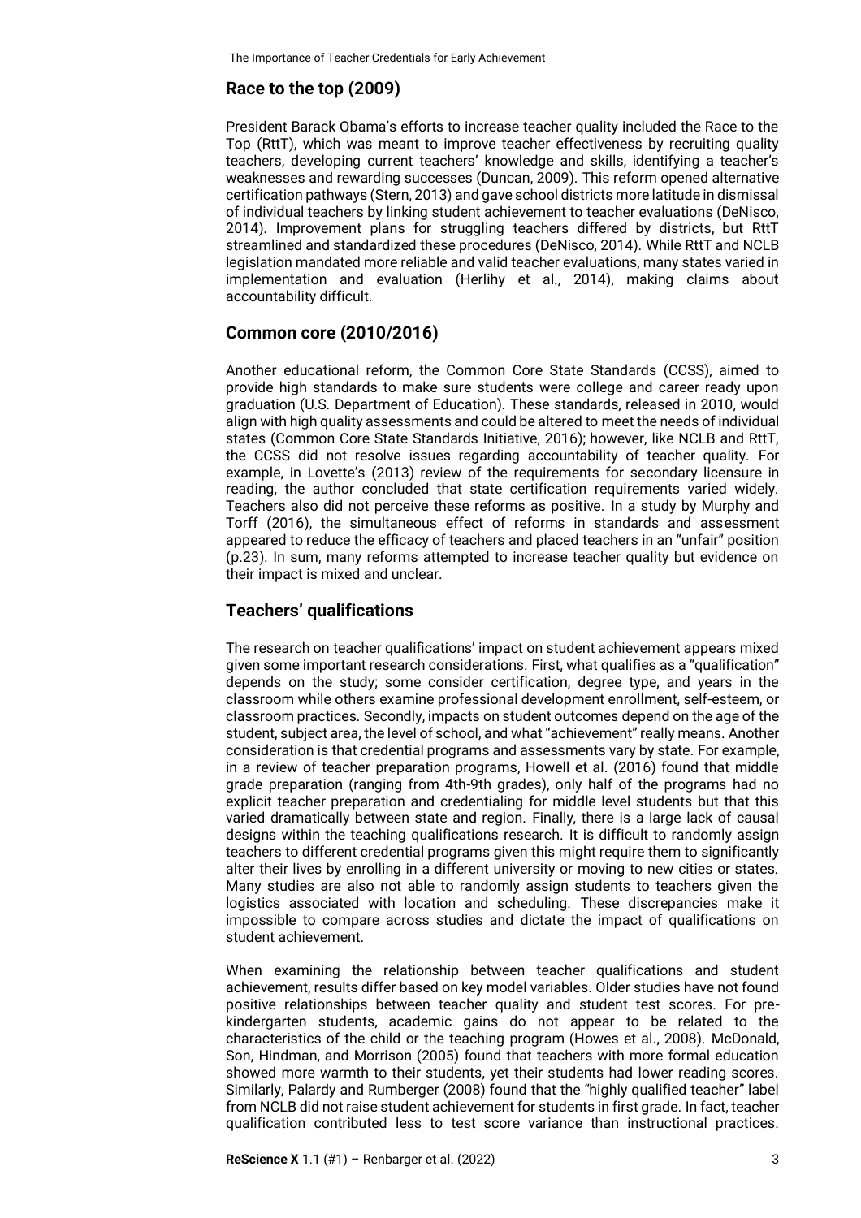## Race to the top (2009)

President Barack Obama's efforts to increase teacher quality included the Race to the Top (RttT), which was meant to improve teacher effectiveness by recruiting quality teachers, developing current teachers' knowledge and skills, identifying a teacher's weaknesses and rewarding successes (Duncan, 2009). This reform opened alternative certification pathways (Stern, 2013) and gave school districts more latitude in dismissal of individual teachers by linking student achievement to teacher evaluations (DeNisco, 2014). Improvement plans for struggling teachers differed by districts, but RttT streamlined and standardized these procedures (DeNisco, 2014). While RttT and NCLB legislation mandated more reliable and valid teacher evaluations, many states varied in implementation and evaluation (Herlihy et al., 2014), making claims about accountability difficult.

## Common core (2010/2016)

Another educational reform, the Common Core State Standards (CCSS), aimed to provide high standards to make sure students were college and career ready upon graduation (U.S. Department of Education). These standards, released in 2010, would align with high quality assessments and could be altered to meet the needs of individual states (Common Core State Standards Initiative, 2016); however, like NCLB and RttT, the CCSS did not resolve issues regarding accountability of teacher quality. For example, in Lovette's (2013) review of the requirements for secondary licensure in reading, the author concluded that state certification requirements varied widely. Teachers also did not perceive these reforms as positive. In a study by Murphy and Torff (2016), the simultaneous effect of reforms in standards and assessment appeared to reduce the efficacy of teachers and placed teachers in an "unfair" position (p.23). In sum, many reforms attempted to increase teacher quality but evidence on their impact is mixed and unclear.

## Teachers' qualifications

The research on teacher qualifications' impact on student achievement appears mixed given some important research considerations. First, what qualifies as a "qualification" depends on the study; some consider certification, degree type, and years in the classroom while others examine professional development enrollment, self-esteem, or classroom practices. Secondly, impacts on student outcomes depend on the age of the student, subject area, the level of school, and what "achievement" really means. Another consideration is that credential programs and assessments vary by state. For example, in a review of teacher preparation programs, Howell et al. (2016) found that middle grade preparation (ranging from 4th-9th grades), only half of the programs had no explicit teacher preparation and credentialing for middle level students but that this varied dramatically between state and region. Finally, there is a large lack of causal designs within the teaching qualifications research. It is difficult to randomly assign teachers to different credential programs given this might require them to significantly alter their lives by enrolling in a different university or moving to new cities or states. Many studies are also not able to randomly assign students to teachers given the logistics associated with location and scheduling. These discrepancies make it impossible to compare across studies and dictate the impact of qualifications on student achievement.

When examining the relationship between teacher qualifications and student achievement, results differ based on key model variables. Older studies have not found positive relationships between teacher quality and student test scores. For pre-kindergarten students, academic gains do not appear to be related to the characteristics of the child or the teaching program (Howes et al., 2008). McDonald, Son, Hindman, and Morrison (2005) found that teachers with more formal education showed more warmth to their students, yet their students had lower reading scores. Similarly, Palardy and Rumberger (2008) found that the "highly qualified teacher" label from NCLB did not raise student achievement for students in first grade. In fact, teacher qualification contributed less to test score variance than instructional practices.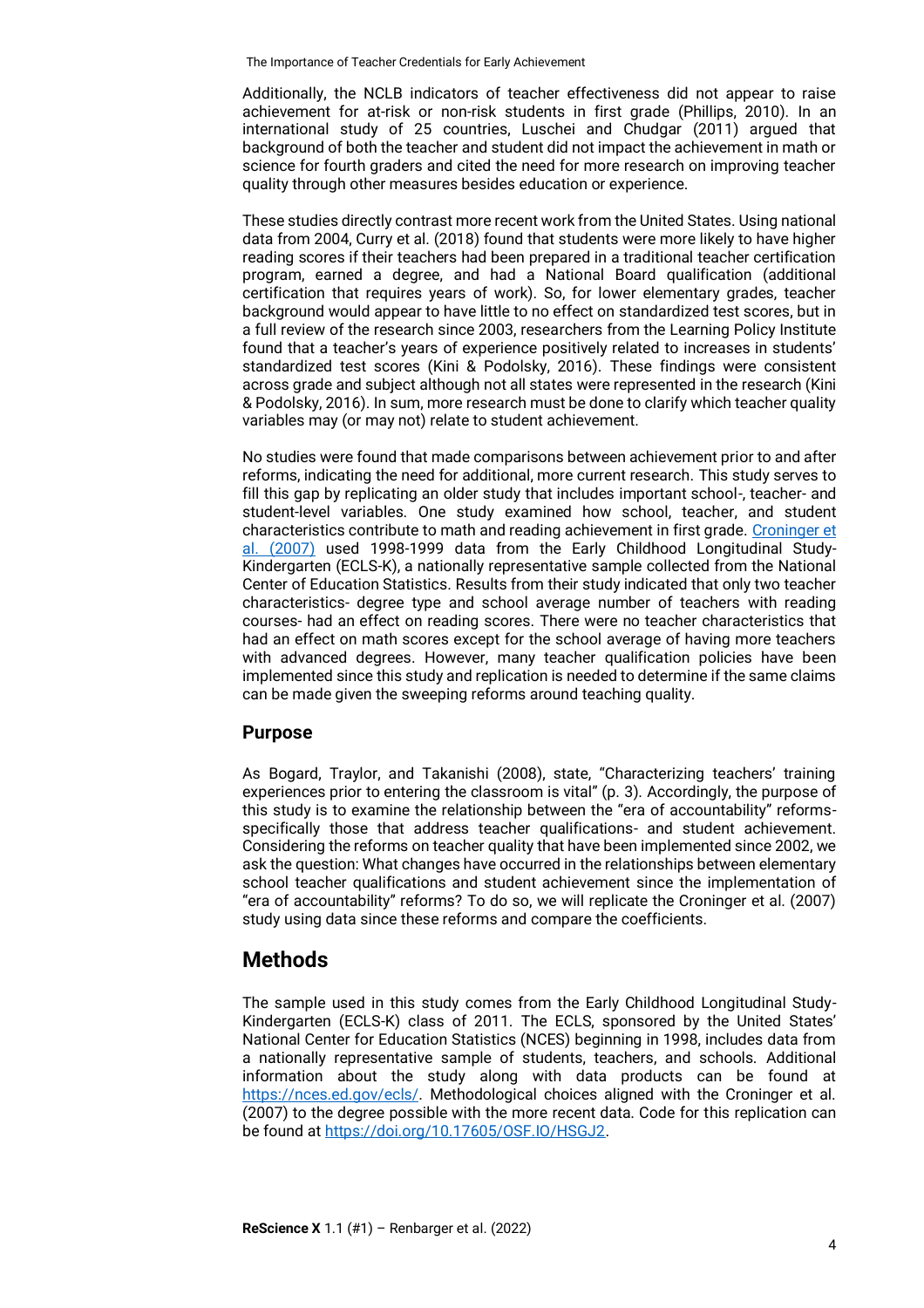Additionally, the NCLB indicators of teacher effectiveness did not appear to raise achievement for at-risk or non-risk students in first grade (Phillips, 2010). In an international study of 25 countries, Luschei and Chudgar (2011) argued that background of both the teacher and student did not impact the achievement in math or science for fourth graders and cited the need for more research on improving teacher quality through other measures besides education or experience.

These studies directly contrast more recent work from the United States. Using national data from 2004, Curry et al. (2018) found that students were more likely to have higher reading scores if their teachers had been prepared in a traditional teacher certification program, earned a degree, and had a National Board qualification (additional certification that requires years of work). So, for lower elementary grades, teacher background would appear to have little to no effect on standardized test scores, but in a full review of the research since 2003, researchers from the Learning Policy Institute found that a teacher's years of experience positively related to increases in students' standardized test scores (Kini & Podolsky, 2016). These findings were consistent across grade and subject although not all states were represented in the research (Kini & Podolsky, 2016). In sum, more research must be done to clarify which teacher quality variables may (or may not) relate to student achievement.

No studies were found that made comparisons between achievement prior to and after reforms, indicating the need for additional, more current research. This study serves to fill this gap by replicating an older study that includes important school-, teacher- and student-level variables. One study examined how school, teacher, and student characteristics contribute to math and reading achievement in first grade. Croninger et al. (2007) used 1998-1999 data from the Early Childhood Longitudinal Study-Kindergarten (ECLS-K), a nationally representative sample collected from the National Center of Education Statistics. Results from their study indicated that only two teacher characteristics- degree type and school average number of teachers with reading courses- had an effect on reading scores. There were no teacher characteristics that had an effect on math scores except for the school average of having more teachers with advanced degrees. However, many teacher qualification policies have been implemented since this study and replication is needed to determine if the same claims can be made given the sweeping reforms around teaching quality.

### Purpose

As Bogard, Traylor, and Takanishi (2008), state, "Characterizing teachers' training experiences prior to entering the classroom is vital" (p. 3). Accordingly, the purpose of this study is to examine the relationship between the "era of accountability" reforms- specifically those that address teacher qualifications- and student achievement. Considering the reforms on teacher quality that have been implemented since 2002, we ask the question: What changes have occurred in the relationships between elementary school teacher qualifications and student achievement since the implementation of "era of accountability" reforms? To do so, we will replicate the Croninger et al. (2007) study using data since these reforms and compare the coefficients.

## Methods

The sample used in this study comes from the Early Childhood Longitudinal Study-Kindergarten (ECLS-K) class of 2011. The ECLS, sponsored by the United States' National Center for Education Statistics (NCES) beginning in 1998, includes data from a nationally representative sample of students, teachers, and schools. Additional information about the study along with data products can be found at https://nces.ed.gov/ecls/. Methodological choices aligned with the Croninger et al. (2007) to the degree possible with the more recent data. Code for this replication can be found at https://doi.org/10.17605/OSF.IO/HSGJ2.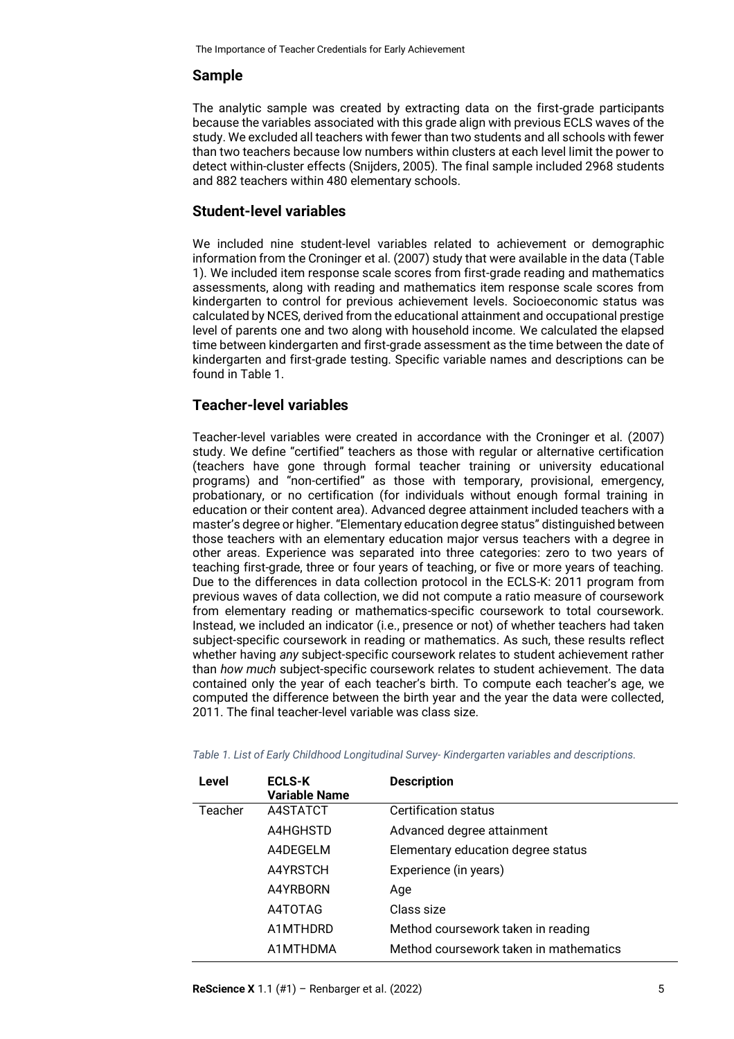## Sample

The analytic sample was created by extracting data on the first-grade participants because the variables associated with this grade align with previous ECLS waves of the study. We excluded all teachers with fewer than two students and all schools with fewer than two teachers because low numbers within clusters at each level limit the power to detect within-cluster effects (Snijders, 2005). The final sample included 2968 students and 882 teachers within 480 elementary schools.

## Student-level variables

We included nine student-level variables related to achievement or demographic information from the Croninger et al. (2007) study that were available in the data (Table 1). We included item response scale scores from first-grade reading and mathematics assessments, along with reading and mathematics item response scale scores from kindergarten to control for previous achievement levels. Socioeconomic status was calculated by NCES, derived from the educational attainment and occupational prestige level of parents one and two along with household income. We calculated the elapsed time between kindergarten and first-grade assessment as the time between the date of kindergarten and first-grade testing. Specific variable names and descriptions can be found in Table 1.

## Teacher-level variables

Teacher-level variables were created in accordance with the Croninger et al. (2007) study. We define "certified" teachers as those with regular or alternative certification (teachers have gone through formal teacher training or university educational programs) and "non-certified" as those with temporary, provisional, emergency, probationary, or no certification (for individuals without enough formal training in education or their content area). Advanced degree attainment included teachers with a master's degree or higher. "Elementary education degree status" distinguished between those teachers with an elementary education major versus teachers with a degree in other areas. Experience was separated into three categories: zero to two years of teaching first-grade, three or four years of teaching, or five or more years of teaching. Due to the differences in data collection protocol in the ECLS-K: 2011 program from previous waves of data collection, we did not compute a ratio measure of coursework from elementary reading or mathematics-specific coursework to total coursework. Instead, we included an indicator (i.e., presence or not) of whether teachers had taken subject-specific coursework in reading or mathematics. As such, these results reflect whether having *any* subject-specific coursework relates to student achievement rather than *how much* subject-specific coursework relates to student achievement. The data contained only the year of each teacher's birth. To compute each teacher's age, we computed the difference between the birth year and the year the data were collected, 2011. The final teacher-level variable was class size.

*Table 1. List of Early Childhood Longitudinal Survey- Kindergarten variables and descriptions.*

| Level | ECLS-K Variable Name | Description |
|---|---|---|
| Teacher | A4STATCT | Certification status |
| | A4HGHSTD | Advanced degree attainment |
| | A4DEGELM | Elementary education degree status |
| | A4YRSTCH | Experience (in years) |
| | A4YRBORN | Age |
| | A4TOTAG | Class size |
| | A1MTHDRD | Method coursework taken in reading |
| | A1MTHDMA | Method coursework taken in mathematics |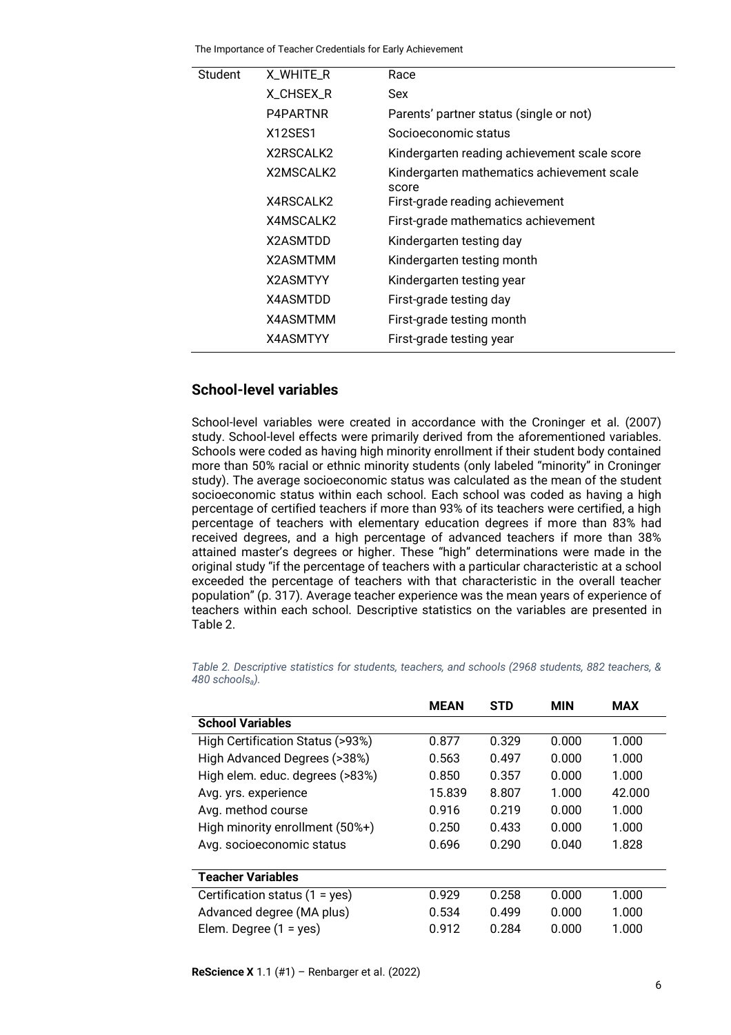| Student | X_WHITE_R | Race |
|---|---|---|
| | X_CHSEX_R | Sex |
| | P4PARTNR | Parents' partner status (single or not) |
| | X12SES1 | Socioeconomic status |
| | X2RSCALK2 | Kindergarten reading achievement scale score |
| | X2MSCALK2 | Kindergarten mathematics achievement scale score |
| | X4RSCALK2 | First-grade reading achievement |
| | X4MSCALK2 | First-grade mathematics achievement |
| | X2ASMTDD | Kindergarten testing day |
| | X2ASMTMM | Kindergarten testing month |
| | X2ASMTYY | Kindergarten testing year |
| | X4ASMTDD | First-grade testing day |
| | X4ASMTMM | First-grade testing month |
| | X4ASMTYY | First-grade testing year |

## School-level variables

School-level variables were created in accordance with the Croninger et al. (2007) study. School-level effects were primarily derived from the aforementioned variables. Schools were coded as having high minority enrollment if their student body contained more than 50% racial or ethnic minority students (only labeled "minority" in Croninger study). The average socioeconomic status was calculated as the mean of the student socioeconomic status within each school. Each school was coded as having a high percentage of certified teachers if more than 93% of its teachers were certified, a high percentage of teachers with elementary education degrees if more than 83% had received degrees, and a high percentage of advanced teachers if more than 38% attained master's degrees or higher. These "high" determinations were made in the original study "if the percentage of teachers with a particular characteristic at a school exceeded the percentage of teachers with that characteristic in the overall teacher population" (p. 317). Average teacher experience was the mean years of experience of teachers within each school. Descriptive statistics on the variables are presented in Table 2.

*Table 2. Descriptive statistics for students, teachers, and schools (2968 students, 882 teachers, & 480 schools$_a$).*

| | MEAN | STD | MIN | MAX |
|---|---|---|---|---|
| **School Variables** | | | | |
| High Certification Status (>93%) | 0.877 | 0.329 | 0.000 | 1.000 |
| High Advanced Degrees (>38%) | 0.563 | 0.497 | 0.000 | 1.000 |
| High elem. educ. degrees (>83%) | 0.850 | 0.357 | 0.000 | 1.000 |
| Avg. yrs. experience | 15.839 | 8.807 | 1.000 | 42.000 |
| Avg. method course | 0.916 | 0.219 | 0.000 | 1.000 |
| High minority enrollment (50%+) | 0.250 | 0.433 | 0.000 | 1.000 |
| Avg. socioeconomic status | 0.696 | 0.290 | 0.040 | 1.828 |
| **Teacher Variables** | | | | |
| Certification status (1 = yes) | 0.929 | 0.258 | 0.000 | 1.000 |
| Advanced degree (MA plus) | 0.534 | 0.499 | 0.000 | 1.000 |
| Elem. Degree (1 = yes) | 0.912 | 0.284 | 0.000 | 1.000 |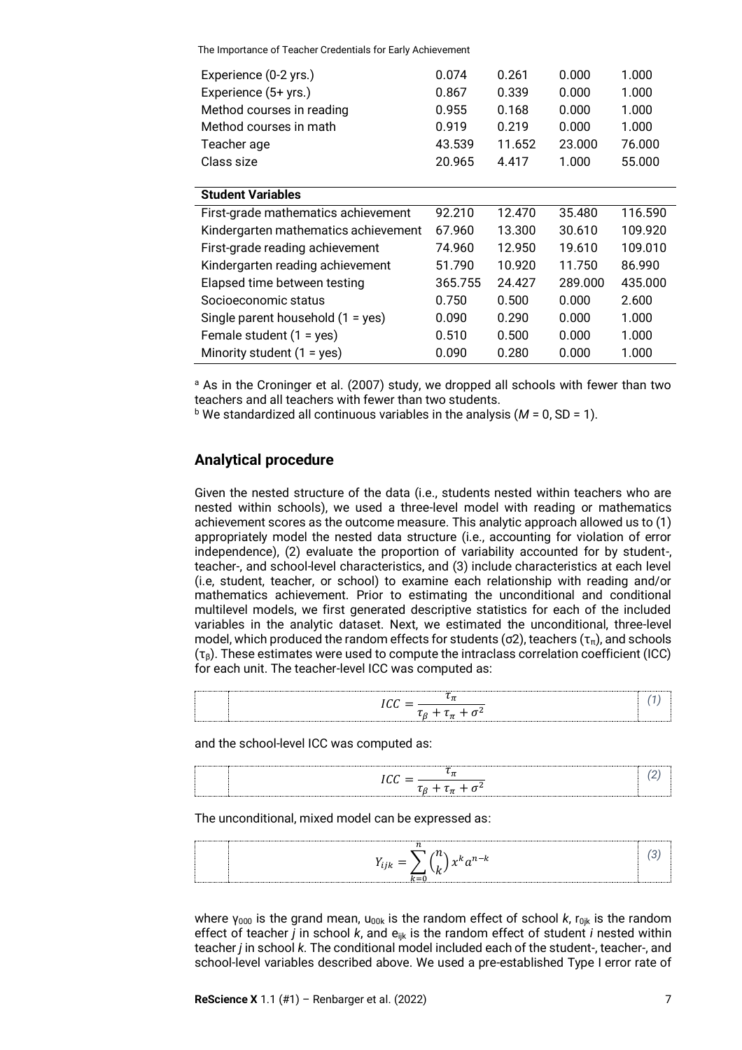| | | | | |
|---|---|---|---|---|
| Experience (0-2 yrs.) | 0.074 | 0.261 | 0.000 | 1.000 |
| Experience (5+ yrs.) | 0.867 | 0.339 | 0.000 | 1.000 |
| Method courses in reading | 0.955 | 0.168 | 0.000 | 1.000 |
| Method courses in math | 0.919 | 0.219 | 0.000 | 1.000 |
| Teacher age | 43.539 | 11.652 | 23.000 | 76.000 |
| Class size | 20.965 | 4.417 | 1.000 | 55.000 |
| **Student Variables** | | | | |
| First-grade mathematics achievement | 92.210 | 12.470 | 35.480 | 116.590 |
| Kindergarten mathematics achievement | 67.960 | 13.300 | 30.610 | 109.920 |
| First-grade reading achievement | 74.960 | 12.950 | 19.610 | 109.010 |
| Kindergarten reading achievement | 51.790 | 10.920 | 11.750 | 86.990 |
| Elapsed time between testing | 365.755 | 24.427 | 289.000 | 435.000 |
| Socioeconomic status | 0.750 | 0.500 | 0.000 | 2.600 |
| Single parent household (1 = yes) | 0.090 | 0.290 | 0.000 | 1.000 |
| Female student (1 = yes) | 0.510 | 0.500 | 0.000 | 1.000 |
| Minority student (1 = yes) | 0.090 | 0.280 | 0.000 | 1.000 |

[a] As in the Croninger et al. (2007) study, we dropped all schools with fewer than two teachers and all teachers with fewer than two students.
[b] We standardized all continuous variables in the analysis (*M* = 0, SD = 1).

## Analytical procedure

Given the nested structure of the data (i.e., students nested within teachers who are nested within schools), we used a three-level model with reading or mathematics achievement scores as the outcome measure. This analytic approach allowed us to (1) appropriately model the nested data structure (i.e., accounting for violation of error independence), (2) evaluate the proportion of variability accounted for by student-, teacher-, and school-level characteristics, and (3) include characteristics at each level (i.e, student, teacher, or school) to examine each relationship with reading and/or mathematics achievement. Prior to estimating the unconditional and conditional multilevel models, we first generated descriptive statistics for each of the included variables in the analytic dataset. Next, we estimated the unconditional, three-level model, which produced the random effects for students (σ2), teachers ($\tau_\pi$), and schools ($\tau_\beta$). These estimates were used to compute the intraclass correlation coefficient (ICC) for each unit. The teacher-level ICC was computed as:

$$ICC = \frac{\tau_\pi}{\tau_\beta + \tau_\pi + \sigma^2} \quad (1)$$

and the school-level ICC was computed as:

$$ICC = \frac{\tau_\pi}{\tau_\beta + \tau_\pi + \sigma^2} \quad (2)$$

The unconditional, mixed model can be expressed as:

$$Y_{ijk} = \sum_{k=0}^{n} \binom{n}{k} x^k a^{n-k} \quad (3)$$

where $\gamma_{000}$ is the grand mean, $u_{00k}$ is the random effect of school *k*, $r_{0jk}$ is the random effect of teacher *j* in school *k*, and $e_{ijk}$ is the random effect of student *i* nested within teacher *j* in school *k*. The conditional model included each of the student-, teacher-, and school-level variables described above. We used a pre-established Type I error rate of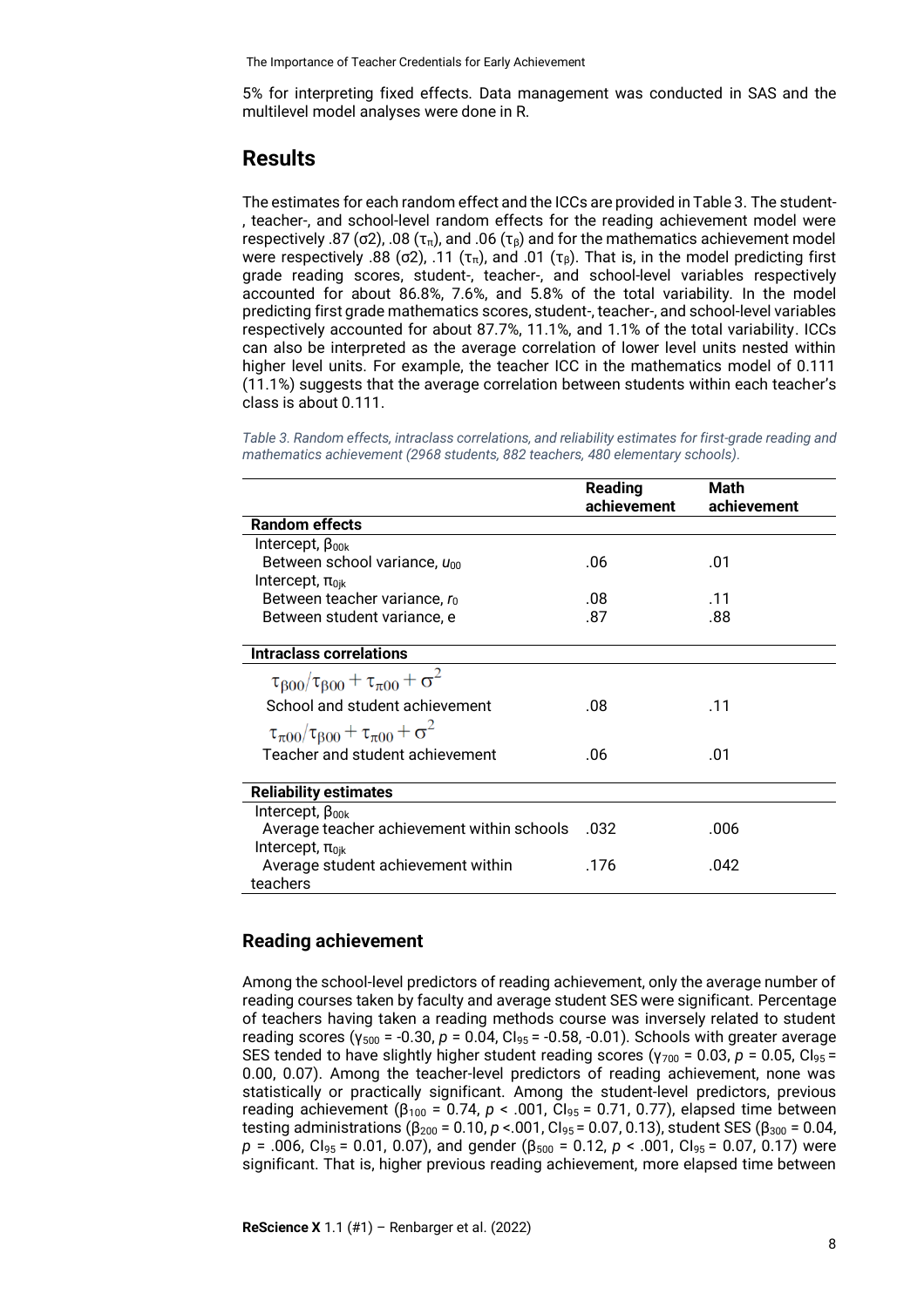5% for interpreting fixed effects. Data management was conducted in SAS and the multilevel model analyses were done in R.

## Results

The estimates for each random effect and the ICCs are provided in Table 3. The student-, teacher-, and school-level random effects for the reading achievement model were respectively .87 ($\sigma 2$), .08 ($\tau_\pi$), and .06 ($\tau_\beta$) and for the mathematics achievement model were respectively .88 ($\sigma 2$), .11 ($\tau_\pi$), and .01 ($\tau_\beta$). That is, in the model predicting first grade reading scores, student-, teacher-, and school-level variables respectively accounted for about 86.8%, 7.6%, and 5.8% of the total variability. In the model predicting first grade mathematics scores, student-, teacher-, and school-level variables respectively accounted for about 87.7%, 11.1%, and 1.1% of the total variability. ICCs can also be interpreted as the average correlation of lower level units nested within higher level units. For example, the teacher ICC in the mathematics model of 0.111 (11.1%) suggests that the average correlation between students within each teacher's class is about 0.111.

*Table 3. Random effects, intraclass correlations, and reliability estimates for first-grade reading and mathematics achievement (2968 students, 882 teachers, 480 elementary schools).*

| | Reading achievement | Math achievement |
|---|---|---|
| **Random effects** | | |
| Intercept, $\beta_{00k}$ | | |
| Between school variance, $u_{00}$ | .06 | .01 |
| Intercept, $\pi_{0jk}$ | | |
| Between teacher variance, $r_0$ | .08 | .11 |
| Between student variance, e | .87 | .88 |
| **Intraclass correlations** | | |
| $\tau_{\beta 00}/\tau_{\beta 00}+\tau_{\pi 00}+\sigma^2$ | | |
| School and student achievement | .08 | .11 |
| $\tau_{\pi 00}/\tau_{\beta 00}+\tau_{\pi 00}+\sigma^2$ | | |
| Teacher and student achievement | .06 | .01 |
| **Reliability estimates** | | |
| Intercept, $\beta_{00k}$ | | |
| Average teacher achievement within schools | .032 | .006 |
| Intercept, $\pi_{0jk}$ | | |
| Average student achievement within teachers | .176 | .042 |

### Reading achievement

Among the school-level predictors of reading achievement, only the average number of reading courses taken by faculty and average student SES were significant. Percentage of teachers having taken a reading methods course was inversely related to student reading scores ($\gamma_{500}$ = -0.30, $p$ = 0.04, $CI_{95}$ = -0.58, -0.01). Schools with greater average SES tended to have slightly higher student reading scores ($\gamma_{700}$ = 0.03, $p$ = 0.05, $CI_{95}$ = 0.00, 0.07). Among the teacher-level predictors of reading achievement, none was statistically or practically significant. Among the student-level predictors, previous reading achievement ($\beta_{100}$ = 0.74, $p$ < .001, $CI_{95}$ = 0.71, 0.77), elapsed time between testing administrations ($\beta_{200}$ = 0.10, $p$ <.001, $CI_{95}$ = 0.07, 0.13), student SES ($\beta_{300}$ = 0.04, $p$ = .006, $CI_{95}$ = 0.01, 0.07), and gender ($\beta_{500}$ = 0.12, $p$ < .001, $CI_{95}$ = 0.07, 0.17) were significant. That is, higher previous reading achievement, more elapsed time between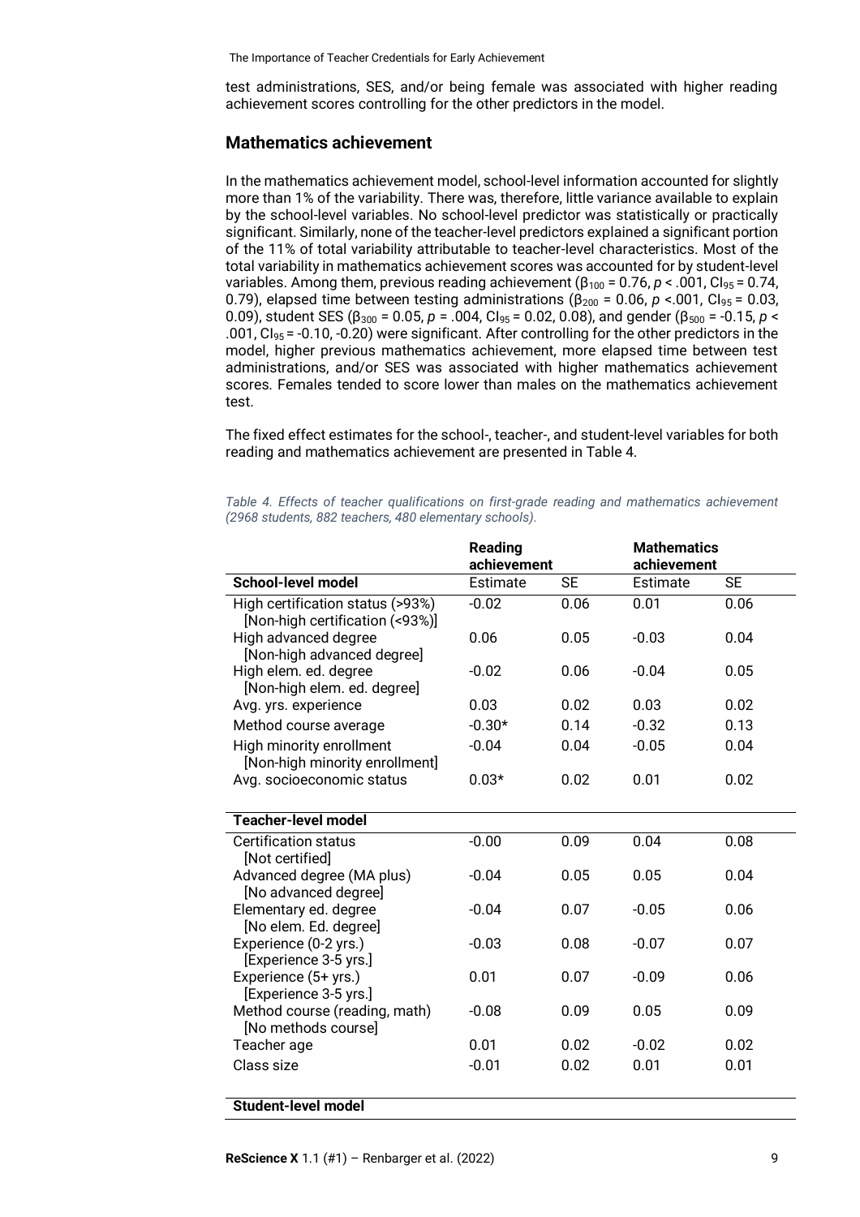test administrations, SES, and/or being female was associated with higher reading achievement scores controlling for the other predictors in the model.

## Mathematics achievement

In the mathematics achievement model, school-level information accounted for slightly more than 1% of the variability. There was, therefore, little variance available to explain by the school-level variables. No school-level predictor was statistically or practically significant. Similarly, none of the teacher-level predictors explained a significant portion of the 11% of total variability attributable to teacher-level characteristics. Most of the total variability in mathematics achievement scores was accounted for by student-level variables. Among them, previous reading achievement ($\beta_{100}$ = 0.76, $p$ < .001, $CI_{95}$ = 0.74, 0.79), elapsed time between testing administrations ($\beta_{200}$ = 0.06, $p$ <.001, $CI_{95}$ = 0.03, 0.09), student SES ($\beta_{300}$ = 0.05, $p$ = .004, $CI_{95}$ = 0.02, 0.08), and gender ($\beta_{500}$ = -0.15, $p$ < .001, $CI_{95}$ = -0.10, -0.20) were significant. After controlling for the other predictors in the model, higher previous mathematics achievement, more elapsed time between test administrations, and/or SES was associated with higher mathematics achievement scores. Females tended to score lower than males on the mathematics achievement test.

The fixed effect estimates for the school-, teacher-, and student-level variables for both reading and mathematics achievement are presented in Table 4.

*Table 4. Effects of teacher qualifications on first-grade reading and mathematics achievement (2968 students, 882 teachers, 480 elementary schools).*

| | Reading achievement | | Mathematics achievement | |
|---|---|---|---|---|
| **School-level model** | Estimate | SE | Estimate | SE |
| High certification status (>93%) [Non-high certification (<93%)] | -0.02 | 0.06 | 0.01 | 0.06 |
| High advanced degree [Non-high advanced degree] | 0.06 | 0.05 | -0.03 | 0.04 |
| High elem. ed. degree [Non-high elem. ed. degree] | -0.02 | 0.06 | -0.04 | 0.05 |
| Avg. yrs. experience | 0.03 | 0.02 | 0.03 | 0.02 |
| Method course average | -0.30* | 0.14 | -0.32 | 0.13 |
| High minority enrollment [Non-high minority enrollment] | -0.04 | 0.04 | -0.05 | 0.04 |
| Avg. socioeconomic status | 0.03* | 0.02 | 0.01 | 0.02 |
| **Teacher-level model** | | | | |
| Certification status [Not certified] | -0.00 | 0.09 | 0.04 | 0.08 |
| Advanced degree (MA plus) [No advanced degree] | -0.04 | 0.05 | 0.05 | 0.04 |
| Elementary ed. degree [No elem. Ed. degree] | -0.04 | 0.07 | -0.05 | 0.06 |
| Experience (0-2 yrs.) [Experience 3-5 yrs.] | -0.03 | 0.08 | -0.07 | 0.07 |
| Experience (5+ yrs.) [Experience 3-5 yrs.] | 0.01 | 0.07 | -0.09 | 0.06 |
| Method course (reading, math) [No methods course] | -0.08 | 0.09 | 0.05 | 0.09 |
| Teacher age | 0.01 | 0.02 | -0.02 | 0.02 |
| Class size | -0.01 | 0.02 | 0.01 | 0.01 |
| **Student-level model** | | | | |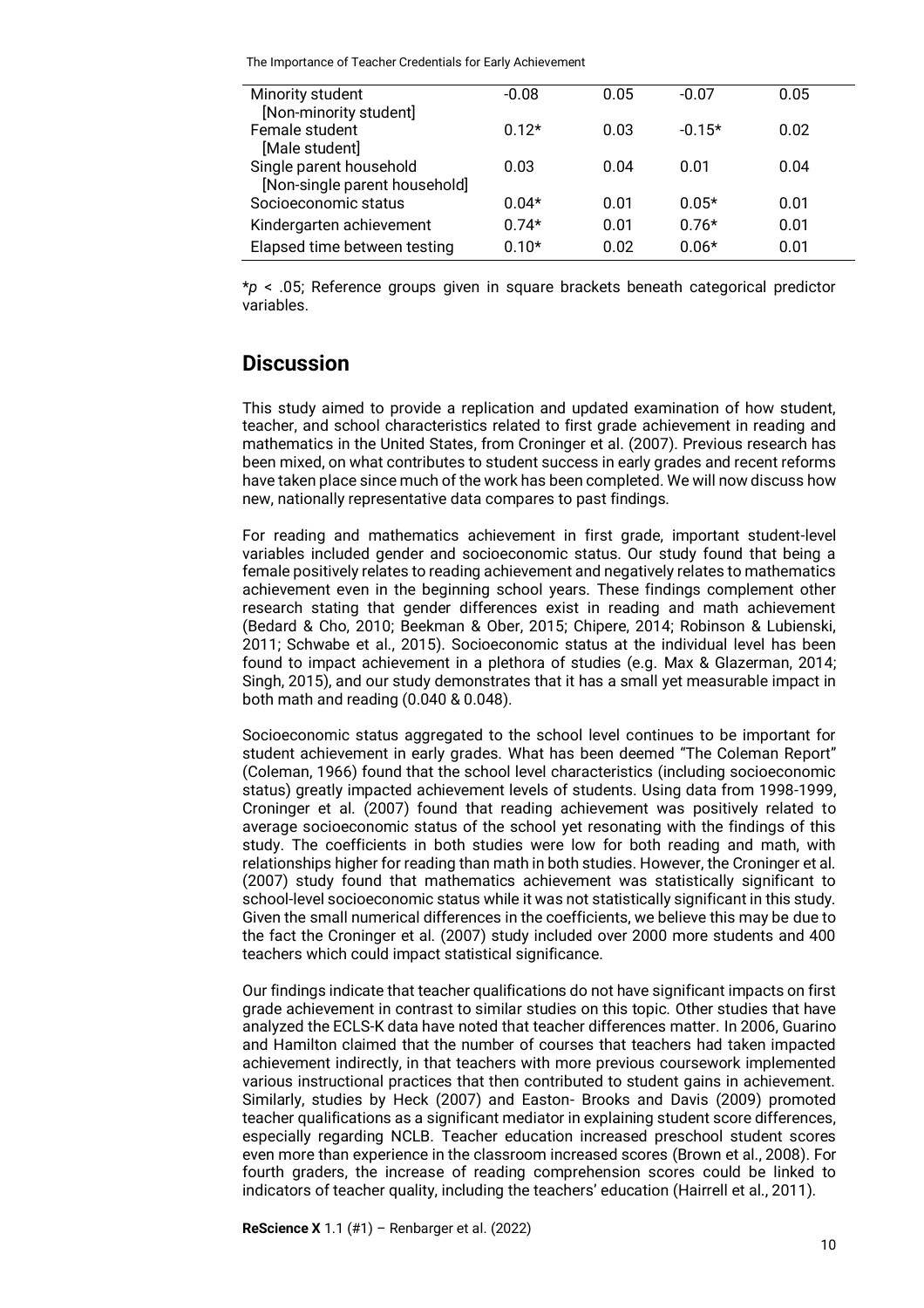| | | | | |
|---|---|---|---|---|
| Minority student [Non-minority student] | -0.08 | 0.05 | -0.07 | 0.05 |
| Female student [Male student] | 0.12* | 0.03 | -0.15* | 0.02 |
| Single parent household [Non-single parent household] | 0.03 | 0.04 | 0.01 | 0.04 |
| Socioeconomic status | 0.04* | 0.01 | 0.05* | 0.01 |
| Kindergarten achievement | 0.74* | 0.01 | 0.76* | 0.01 |
| Elapsed time between testing | 0.10* | 0.02 | 0.06* | 0.01 |

*$p < .05$; Reference groups given in square brackets beneath categorical predictor variables.

## Discussion

This study aimed to provide a replication and updated examination of how student, teacher, and school characteristics related to first grade achievement in reading and mathematics in the United States, from Croninger et al. (2007). Previous research has been mixed, on what contributes to student success in early grades and recent reforms have taken place since much of the work has been completed. We will now discuss how new, nationally representative data compares to past findings.

For reading and mathematics achievement in first grade, important student-level variables included gender and socioeconomic status. Our study found that being a female positively relates to reading achievement and negatively relates to mathematics achievement even in the beginning school years. These findings complement other research stating that gender differences exist in reading and math achievement (Bedard & Cho, 2010; Beekman & Ober, 2015; Chipere, 2014; Robinson & Lubienski, 2011; Schwabe et al., 2015). Socioeconomic status at the individual level has been found to impact achievement in a plethora of studies (e.g. Max & Glazerman, 2014; Singh, 2015), and our study demonstrates that it has a small yet measurable impact in both math and reading (0.040 & 0.048).

Socioeconomic status aggregated to the school level continues to be important for student achievement in early grades. What has been deemed "The Coleman Report" (Coleman, 1966) found that the school level characteristics (including socioeconomic status) greatly impacted achievement levels of students. Using data from 1998-1999, Croninger et al. (2007) found that reading achievement was positively related to average socioeconomic status of the school yet resonating with the findings of this study. The coefficients in both studies were low for both reading and math, with relationships higher for reading than math in both studies. However, the Croninger et al. (2007) study found that mathematics achievement was statistically significant to school-level socioeconomic status while it was not statistically significant in this study. Given the small numerical differences in the coefficients, we believe this may be due to the fact the Croninger et al. (2007) study included over 2000 more students and 400 teachers which could impact statistical significance.

Our findings indicate that teacher qualifications do not have significant impacts on first grade achievement in contrast to similar studies on this topic. Other studies that have analyzed the ECLS-K data have noted that teacher differences matter. In 2006, Guarino and Hamilton claimed that the number of courses that teachers had taken impacted achievement indirectly, in that teachers with more previous coursework implemented various instructional practices that then contributed to student gains in achievement. Similarly, studies by Heck (2007) and Easton- Brooks and Davis (2009) promoted teacher qualifications as a significant mediator in explaining student score differences, especially regarding NCLB. Teacher education increased preschool student scores even more than experience in the classroom increased scores (Brown et al., 2008). For fourth graders, the increase of reading comprehension scores could be linked to indicators of teacher quality, including the teachers' education (Hairrell et al., 2011).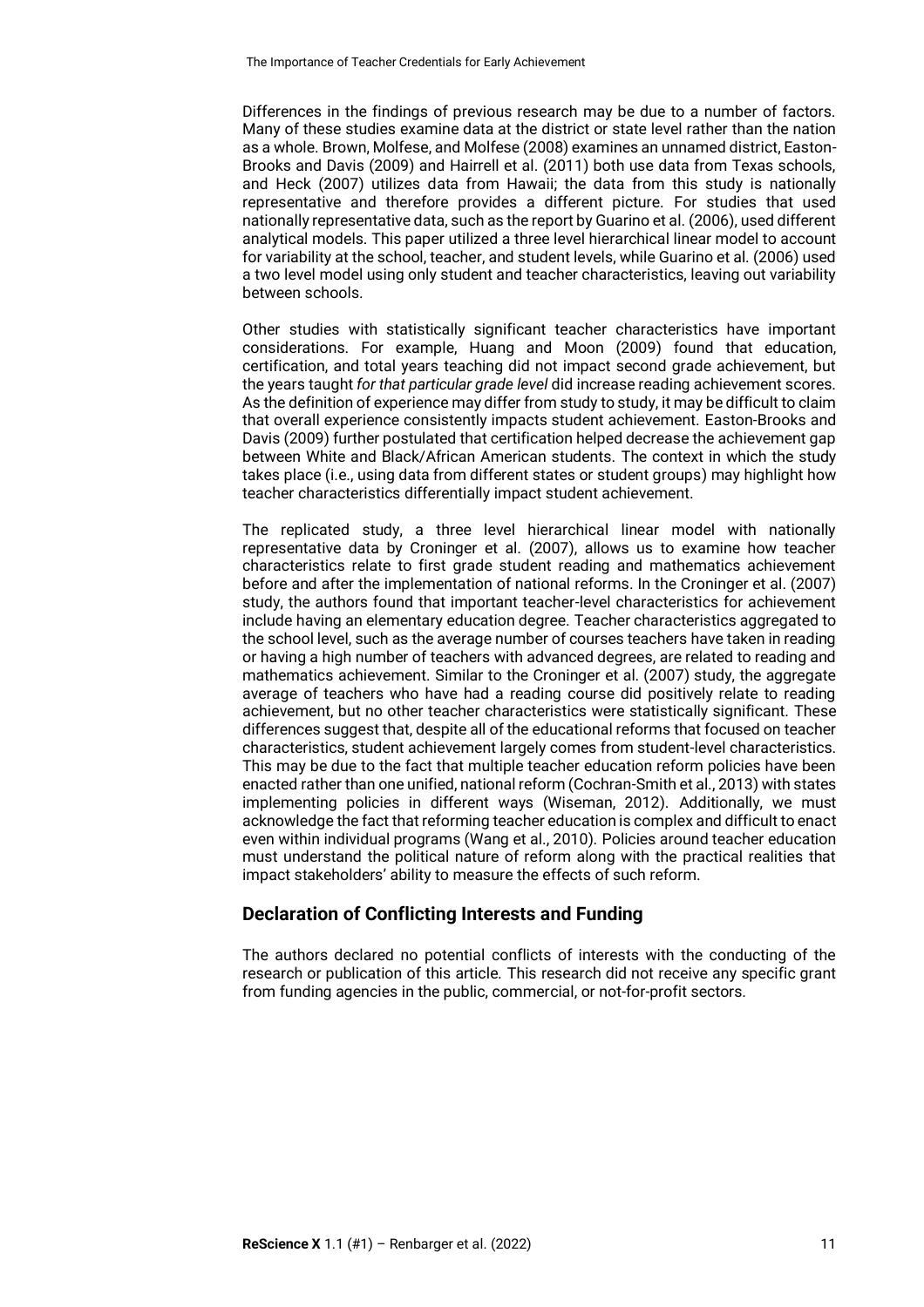Differences in the findings of previous research may be due to a number of factors. Many of these studies examine data at the district or state level rather than the nation as a whole. Brown, Molfese, and Molfese (2008) examines an unnamed district, Easton-Brooks and Davis (2009) and Hairrell et al. (2011) both use data from Texas schools, and Heck (2007) utilizes data from Hawaii; the data from this study is nationally representative and therefore provides a different picture. For studies that used nationally representative data, such as the report by Guarino et al. (2006), used different analytical models. This paper utilized a three level hierarchical linear model to account for variability at the school, teacher, and student levels, while Guarino et al. (2006) used a two level model using only student and teacher characteristics, leaving out variability between schools.

Other studies with statistically significant teacher characteristics have important considerations. For example, Huang and Moon (2009) found that education, certification, and total years teaching did not impact second grade achievement, but the years taught *for that particular grade level* did increase reading achievement scores. As the definition of experience may differ from study to study, it may be difficult to claim that overall experience consistently impacts student achievement. Easton-Brooks and Davis (2009) further postulated that certification helped decrease the achievement gap between White and Black/African American students. The context in which the study takes place (i.e., using data from different states or student groups) may highlight how teacher characteristics differentially impact student achievement.

The replicated study, a three level hierarchical linear model with nationally representative data by Croninger et al. (2007), allows us to examine how teacher characteristics relate to first grade student reading and mathematics achievement before and after the implementation of national reforms. In the Croninger et al. (2007) study, the authors found that important teacher-level characteristics for achievement include having an elementary education degree. Teacher characteristics aggregated to the school level, such as the average number of courses teachers have taken in reading or having a high number of teachers with advanced degrees, are related to reading and mathematics achievement. Similar to the Croninger et al. (2007) study, the aggregate average of teachers who have had a reading course did positively relate to reading achievement, but no other teacher characteristics were statistically significant. These differences suggest that, despite all of the educational reforms that focused on teacher characteristics, student achievement largely comes from student-level characteristics. This may be due to the fact that multiple teacher education reform policies have been enacted rather than one unified, national reform (Cochran-Smith et al., 2013) with states implementing policies in different ways (Wiseman, 2012). Additionally, we must acknowledge the fact that reforming teacher education is complex and difficult to enact even within individual programs (Wang et al., 2010). Policies around teacher education must understand the political nature of reform along with the practical realities that impact stakeholders' ability to measure the effects of such reform.

## Declaration of Conflicting Interests and Funding

The authors declared no potential conflicts of interests with the conducting of the research or publication of this article. This research did not receive any specific grant from funding agencies in the public, commercial, or not-for-profit sectors.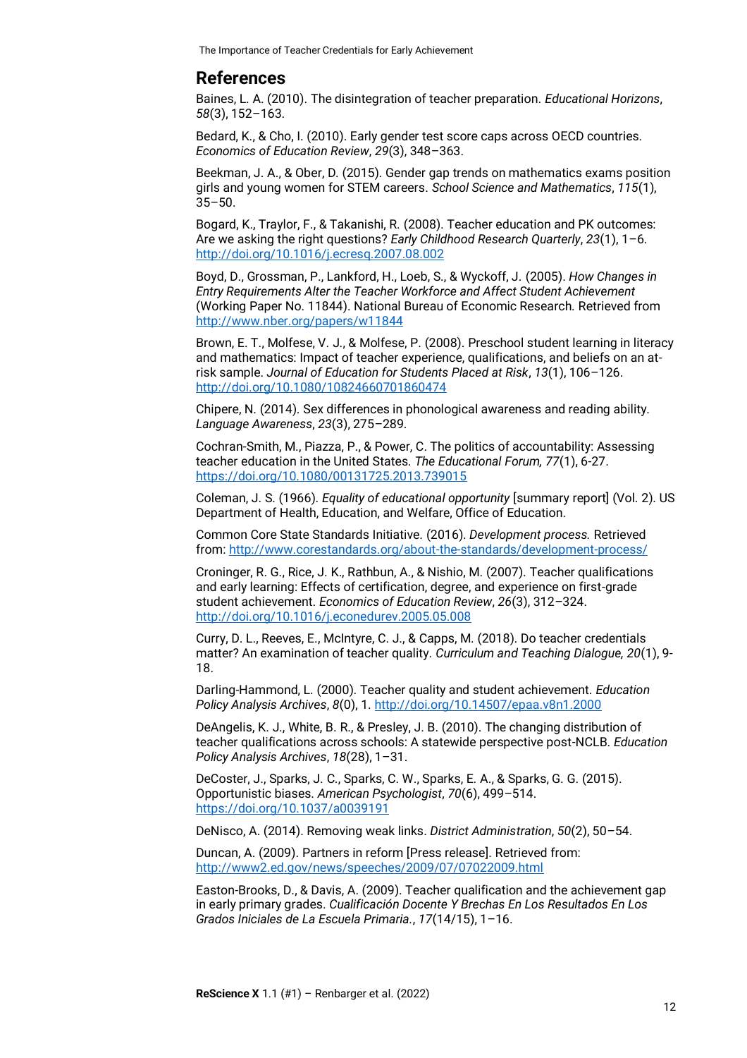## References

Baines, L. A. (2010). The disintegration of teacher preparation. *Educational Horizons*, *58*(3), 152–163.

Bedard, K., & Cho, I. (2010). Early gender test score caps across OECD countries. *Economics of Education Review*, *29*(3), 348–363.

Beekman, J. A., & Ober, D. (2015). Gender gap trends on mathematics exams position girls and young women for STEM careers. *School Science and Mathematics*, *115*(1), 35–50.

Bogard, K., Traylor, F., & Takanishi, R. (2008). Teacher education and PK outcomes: Are we asking the right questions? *Early Childhood Research Quarterly*, *23*(1), 1–6. http://doi.org/10.1016/j.ecresq.2007.08.002

Boyd, D., Grossman, P., Lankford, H., Loeb, S., & Wyckoff, J. (2005). *How Changes in Entry Requirements Alter the Teacher Workforce and Affect Student Achievement* (Working Paper No. 11844). National Bureau of Economic Research. Retrieved from http://www.nber.org/papers/w11844

Brown, E. T., Molfese, V. J., & Molfese, P. (2008). Preschool student learning in literacy and mathematics: Impact of teacher experience, qualifications, and beliefs on an at-risk sample. *Journal of Education for Students Placed at Risk*, *13*(1), 106–126. http://doi.org/10.1080/10824660701860474

Chipere, N. (2014). Sex differences in phonological awareness and reading ability. *Language Awareness*, *23*(3), 275–289.

Cochran-Smith, M., Piazza, P., & Power, C. The politics of accountability: Assessing teacher education in the United States. *The Educational Forum, 77*(1), 6-27. https://doi.org/10.1080/00131725.2013.739015

Coleman, J. S. (1966). *Equality of educational opportunity* [summary report] (Vol. 2). US Department of Health, Education, and Welfare, Office of Education.

Common Core State Standards Initiative. (2016). *Development process.* Retrieved from: http://www.corestandards.org/about-the-standards/development-process/

Croninger, R. G., Rice, J. K., Rathbun, A., & Nishio, M. (2007). Teacher qualifications and early learning: Effects of certification, degree, and experience on first-grade student achievement. *Economics of Education Review*, *26*(3), 312–324. http://doi.org/10.1016/j.econedurev.2005.05.008

Curry, D. L., Reeves, E., McIntyre, C. J., & Capps, M. (2018). Do teacher credentials matter? An examination of teacher quality. *Curriculum and Teaching Dialogue, 20*(1), 9-18.

Darling-Hammond, L. (2000). Teacher quality and student achievement. *Education Policy Analysis Archives*, *8*(0), 1. http://doi.org/10.14507/epaa.v8n1.2000

DeAngelis, K. J., White, B. R., & Presley, J. B. (2010). The changing distribution of teacher qualifications across schools: A statewide perspective post-NCLB. *Education Policy Analysis Archives*, *18*(28), 1–31.

DeCoster, J., Sparks, J. C., Sparks, C. W., Sparks, E. A., & Sparks, G. G. (2015). Opportunistic biases. *American Psychologist*, *70*(6), 499–514. https://doi.org/10.1037/a0039191

DeNisco, A. (2014). Removing weak links. *District Administration*, *50*(2), 50–54.

Duncan, A. (2009). Partners in reform [Press release]. Retrieved from: http://www2.ed.gov/news/speeches/2009/07/07022009.html

Easton-Brooks, D., & Davis, A. (2009). Teacher qualification and the achievement gap in early primary grades. *Cualificación Docente Y Brechas En Los Resultados En Los Grados Iniciales de La Escuela Primaria.*, *17*(14/15), 1–16.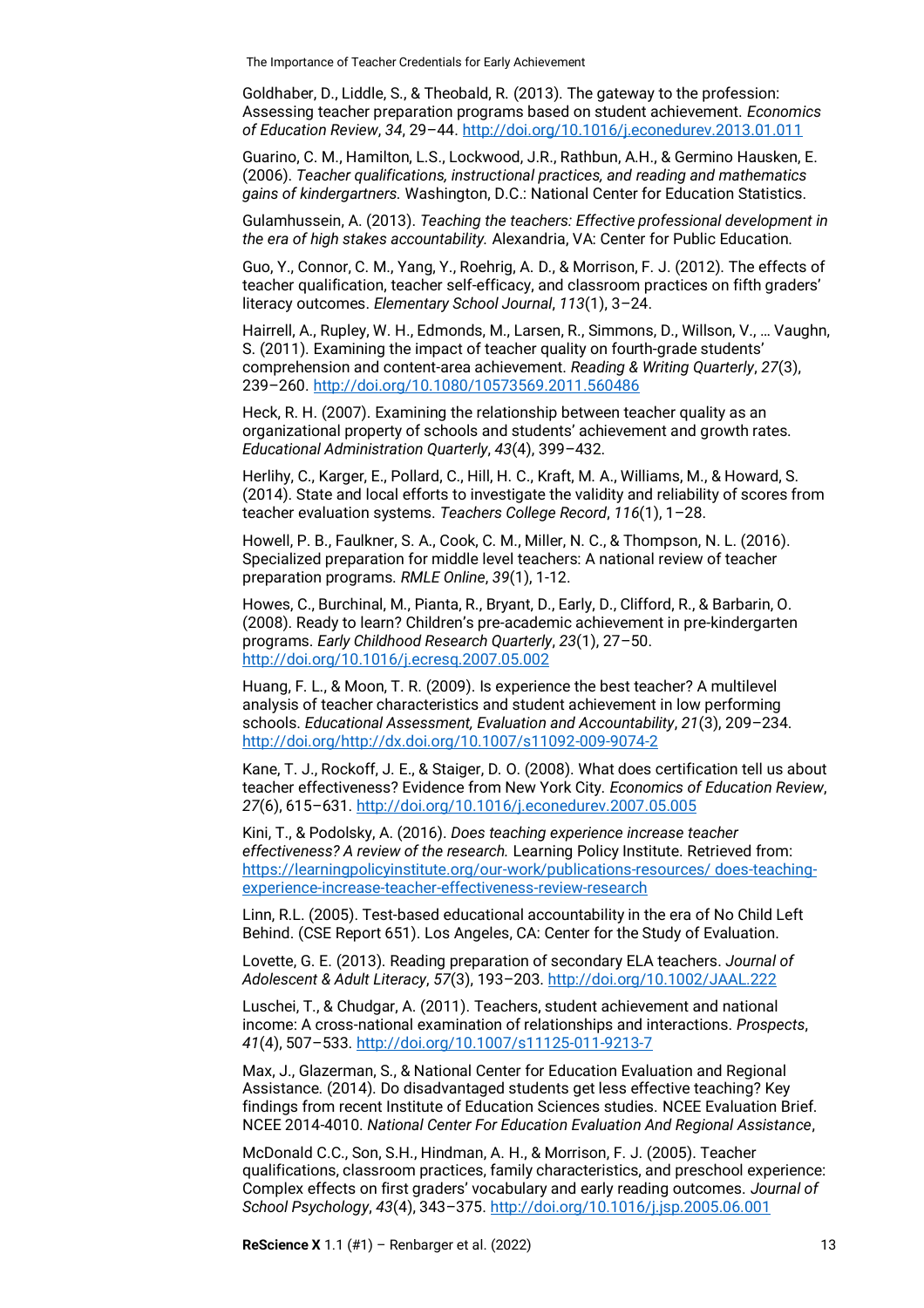Goldhaber, D., Liddle, S., & Theobald, R. (2013). The gateway to the profession: Assessing teacher preparation programs based on student achievement. *Economics of Education Review*, *34*, 29–44. http://doi.org/10.1016/j.econedurev.2013.01.011

Guarino, C. M., Hamilton, L.S., Lockwood, J.R., Rathbun, A.H., & Germino Hausken, E. (2006). *Teacher qualifications, instructional practices, and reading and mathematics gains of kindergartners.* Washington, D.C.: National Center for Education Statistics.

Gulamhussein, A. (2013). *Teaching the teachers: Effective professional development in the era of high stakes accountability.* Alexandria, VA: Center for Public Education.

Guo, Y., Connor, C. M., Yang, Y., Roehrig, A. D., & Morrison, F. J. (2012). The effects of teacher qualification, teacher self-efficacy, and classroom practices on fifth graders' literacy outcomes. *Elementary School Journal*, *113*(1), 3–24.

Hairrell, A., Rupley, W. H., Edmonds, M., Larsen, R., Simmons, D., Willson, V., … Vaughn, S. (2011). Examining the impact of teacher quality on fourth-grade students' comprehension and content-area achievement. *Reading & Writing Quarterly*, *27*(3), 239–260. http://doi.org/10.1080/10573569.2011.560486

Heck, R. H. (2007). Examining the relationship between teacher quality as an organizational property of schools and students' achievement and growth rates. *Educational Administration Quarterly*, *43*(4), 399–432.

Herlihy, C., Karger, E., Pollard, C., Hill, H. C., Kraft, M. A., Williams, M., & Howard, S. (2014). State and local efforts to investigate the validity and reliability of scores from teacher evaluation systems. *Teachers College Record*, *116*(1), 1–28.

Howell, P. B., Faulkner, S. A., Cook, C. M., Miller, N. C., & Thompson, N. L. (2016). Specialized preparation for middle level teachers: A national review of teacher preparation programs. *RMLE Online*, *39*(1), 1-12.

Howes, C., Burchinal, M., Pianta, R., Bryant, D., Early, D., Clifford, R., & Barbarin, O. (2008). Ready to learn? Children's pre-academic achievement in pre-kindergarten programs. *Early Childhood Research Quarterly*, *23*(1), 27–50. http://doi.org/10.1016/j.ecresq.2007.05.002

Huang, F. L., & Moon, T. R. (2009). Is experience the best teacher? A multilevel analysis of teacher characteristics and student achievement in low performing schools. *Educational Assessment, Evaluation and Accountability*, *21*(3), 209–234. http://doi.org/http://dx.doi.org/10.1007/s11092-009-9074-2

Kane, T. J., Rockoff, J. E., & Staiger, D. O. (2008). What does certification tell us about teacher effectiveness? Evidence from New York City. *Economics of Education Review*, *27*(6), 615–631. http://doi.org/10.1016/j.econedurev.2007.05.005

Kini, T., & Podolsky, A. (2016). *Does teaching experience increase teacher effectiveness? A review of the research.* Learning Policy Institute. Retrieved from: https://learningpolicyinstitute.org/our-work/publications-resources/ does-teaching-experience-increase-teacher-effectiveness-review-research

Linn, R.L. (2005). Test-based educational accountability in the era of No Child Left Behind. (CSE Report 651). Los Angeles, CA: Center for the Study of Evaluation.

Lovette, G. E. (2013). Reading preparation of secondary ELA teachers. *Journal of Adolescent & Adult Literacy*, *57*(3), 193–203. http://doi.org/10.1002/JAAL.222

Luschei, T., & Chudgar, A. (2011). Teachers, student achievement and national income: A cross-national examination of relationships and interactions. *Prospects*, *41*(4), 507–533. http://doi.org/10.1007/s11125-011-9213-7

Max, J., Glazerman, S., & National Center for Education Evaluation and Regional Assistance. (2014). Do disadvantaged students get less effective teaching? Key findings from recent Institute of Education Sciences studies. NCEE Evaluation Brief. NCEE 2014-4010. *National Center For Education Evaluation And Regional Assistance*,

McDonald C.C., Son, S.H., Hindman, A. H., & Morrison, F. J. (2005). Teacher qualifications, classroom practices, family characteristics, and preschool experience: Complex effects on first graders' vocabulary and early reading outcomes. *Journal of School Psychology*, *43*(4), 343–375. http://doi.org/10.1016/j.jsp.2005.06.001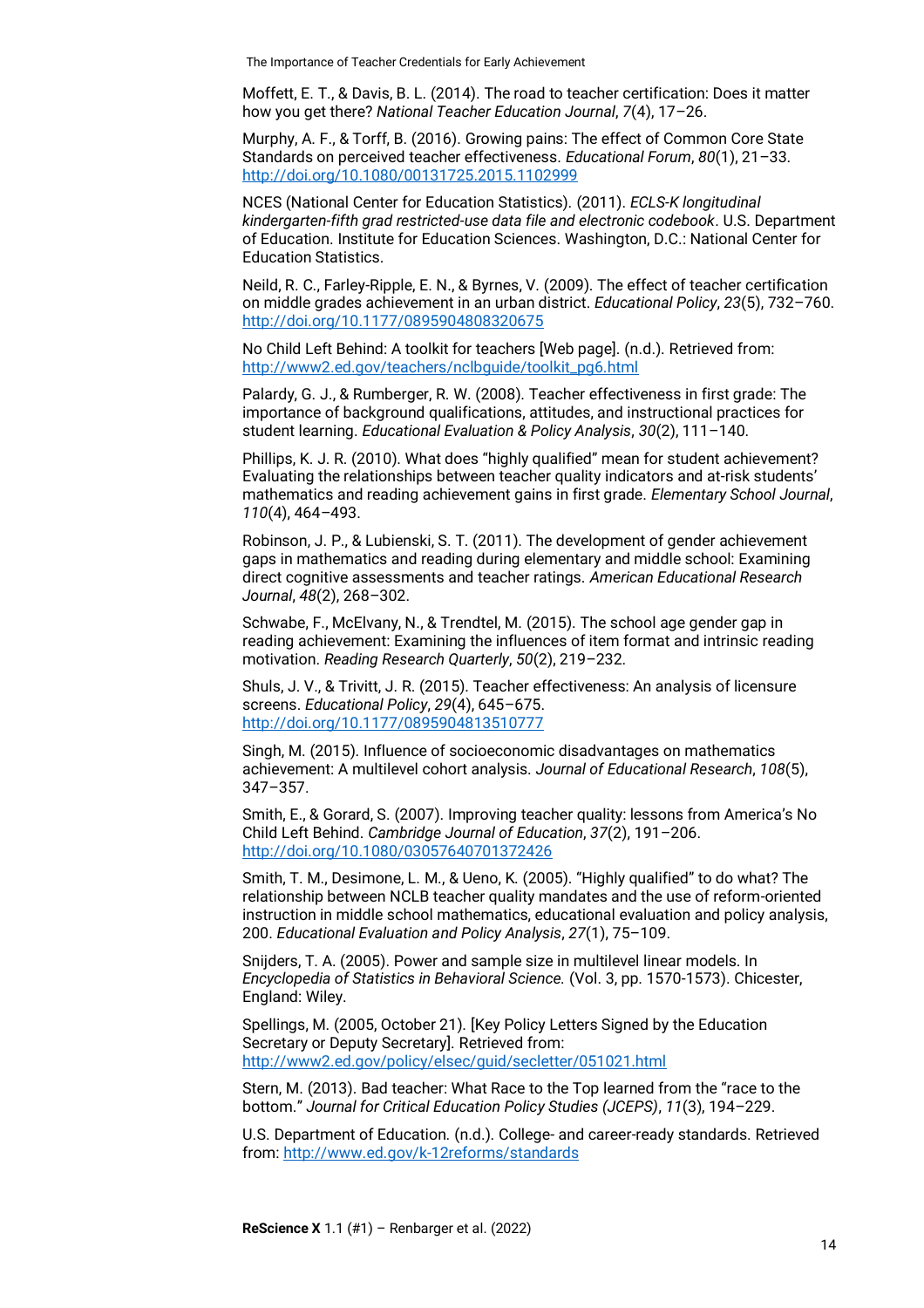Moffett, E. T., & Davis, B. L. (2014). The road to teacher certification: Does it matter how you get there? *National Teacher Education Journal*, *7*(4), 17–26.

Murphy, A. F., & Torff, B. (2016). Growing pains: The effect of Common Core State Standards on perceived teacher effectiveness. *Educational Forum*, *80*(1), 21–33. http://doi.org/10.1080/00131725.2015.1102999

NCES (National Center for Education Statistics). (2011). *ECLS-K longitudinal kindergarten-fifth grad restricted-use data file and electronic codebook*. U.S. Department of Education. Institute for Education Sciences. Washington, D.C.: National Center for Education Statistics.

Neild, R. C., Farley-Ripple, E. N., & Byrnes, V. (2009). The effect of teacher certification on middle grades achievement in an urban district. *Educational Policy*, *23*(5), 732–760. http://doi.org/10.1177/0895904808320675

No Child Left Behind: A toolkit for teachers [Web page]. (n.d.). Retrieved from: http://www2.ed.gov/teachers/nclbguide/toolkit_pg6.html

Palardy, G. J., & Rumberger, R. W. (2008). Teacher effectiveness in first grade: The importance of background qualifications, attitudes, and instructional practices for student learning. *Educational Evaluation & Policy Analysis*, *30*(2), 111–140.

Phillips, K. J. R. (2010). What does "highly qualified" mean for student achievement? Evaluating the relationships between teacher quality indicators and at-risk students' mathematics and reading achievement gains in first grade. *Elementary School Journal*, *110*(4), 464–493.

Robinson, J. P., & Lubienski, S. T. (2011). The development of gender achievement gaps in mathematics and reading during elementary and middle school: Examining direct cognitive assessments and teacher ratings. *American Educational Research Journal*, *48*(2), 268–302.

Schwabe, F., McElvany, N., & Trendtel, M. (2015). The school age gender gap in reading achievement: Examining the influences of item format and intrinsic reading motivation. *Reading Research Quarterly*, *50*(2), 219–232.

Shuls, J. V., & Trivitt, J. R. (2015). Teacher effectiveness: An analysis of licensure screens. *Educational Policy*, *29*(4), 645–675. http://doi.org/10.1177/0895904813510777

Singh, M. (2015). Influence of socioeconomic disadvantages on mathematics achievement: A multilevel cohort analysis. *Journal of Educational Research*, *108*(5), 347–357.

Smith, E., & Gorard, S. (2007). Improving teacher quality: lessons from America's No Child Left Behind. *Cambridge Journal of Education*, *37*(2), 191–206. http://doi.org/10.1080/03057640701372426

Smith, T. M., Desimone, L. M., & Ueno, K. (2005). "Highly qualified" to do what? The relationship between NCLB teacher quality mandates and the use of reform-oriented instruction in middle school mathematics, educational evaluation and policy analysis, 200. *Educational Evaluation and Policy Analysis*, *27*(1), 75–109.

Snijders, T. A. (2005). Power and sample size in multilevel linear models. In *Encyclopedia of Statistics in Behavioral Science.* (Vol. 3, pp. 1570-1573). Chicester, England: Wiley.

Spellings, M. (2005, October 21). [Key Policy Letters Signed by the Education Secretary or Deputy Secretary]. Retrieved from: http://www2.ed.gov/policy/elsec/guid/secletter/051021.html

Stern, M. (2013). Bad teacher: What Race to the Top learned from the "race to the bottom." *Journal for Critical Education Policy Studies (JCEPS)*, *11*(3), 194–229.

U.S. Department of Education. (n.d.). College- and career-ready standards. Retrieved from: http://www.ed.gov/k-12reforms/standards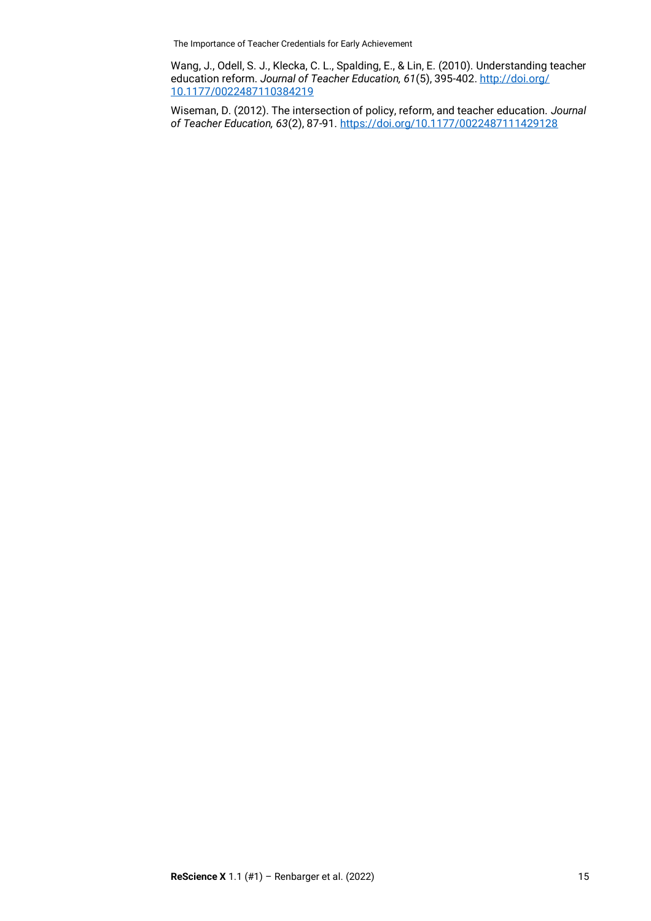Wang, J., Odell, S. J., Klecka, C. L., Spalding, E., & Lin, E. (2010). Understanding teacher education reform. *Journal of Teacher Education, 61*(5), 395-402. http://doi.org/10.1177/0022487110384219

Wiseman, D. (2012). The intersection of policy, reform, and teacher education. *Journal of Teacher Education, 63*(2), 87-91. https://doi.org/10.1177/0022487111429128